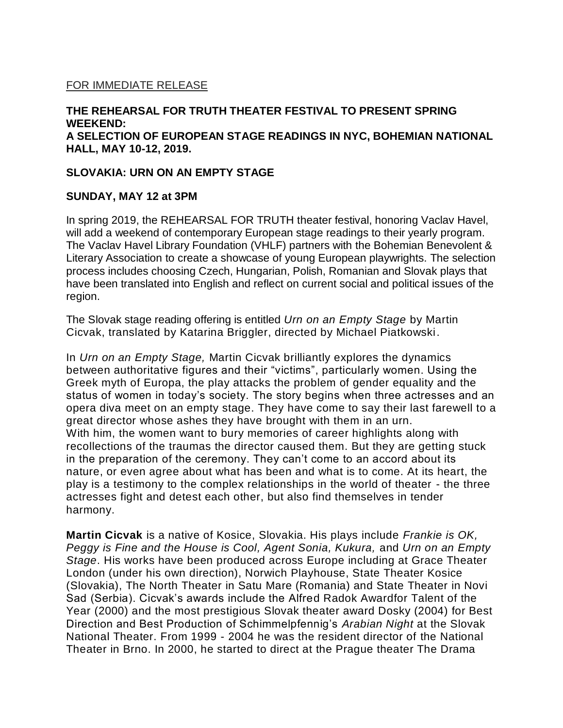FOR IMMEDIATE RELEASE

**THE REHEARSAL FOR TRUTH THEATER FESTIVAL TO PRESENT SPRING WEEKEND:**
**A SELECTION OF EUROPEAN STAGE READINGS IN NYC, BOHEMIAN NATIONAL HALL, MAY 10-12, 2019.**

**SLOVAKIA: URN ON AN EMPTY STAGE**

**SUNDAY, MAY 12 at 3PM**

In spring 2019, the REHEARSAL FOR TRUTH theater festival, honoring Vaclav Havel, will add a weekend of contemporary European stage readings to their yearly program. The Vaclav Havel Library Foundation (VHLF) partners with the Bohemian Benevolent & Literary Association to create a showcase of young European playwrights. The selection process includes choosing Czech, Hungarian, Polish, Romanian and Slovak plays that have been translated into English and reflect on current social and political issues of the region.

The Slovak stage reading offering is entitled *Urn on an Empty Stage* by Martin Cicvak, translated by Katarina Briggler, directed by Michael Piatkowski.

In *Urn on an Empty Stage,* Martin Cicvak brilliantly explores the dynamics between authoritative figures and their "victims", particularly women. Using the Greek myth of Europa, the play attacks the problem of gender equality and the status of women in today's society. The story begins when three actresses and an opera diva meet on an empty stage. They have come to say their last farewell to a great director whose ashes they have brought with them in an urn. With him, the women want to bury memories of career highlights along with recollections of the traumas the director caused them. But they are getting stuck in the preparation of the ceremony. They can't come to an accord about its nature, or even agree about what has been and what is to come. At its heart, the play is a testimony to the complex relationships in the world of theater - the three actresses fight and detest each other, but also find themselves in tender harmony.

**Martin Cicvak** is a native of Kosice, Slovakia. His plays include *Frankie is OK, Peggy is Fine and the House is Cool, Agent Sonia, Kukura,* and *Urn on an Empty Stage*. His works have been produced across Europe including at Grace Theater London (under his own direction), Norwich Playhouse, State Theater Kosice (Slovakia), The North Theater in Satu Mare (Romania) and State Theater in Novi Sad (Serbia). Cicvak's awards include the Alfred Radok Awardfor Talent of the Year (2000) and the most prestigious Slovak theater award Dosky (2004) for Best Direction and Best Production of Schimmelpfennig's *Arabian Night* at the Slovak National Theater. From 1999 - 2004 he was the resident director of the National Theater in Brno. In 2000, he started to direct at the Prague theater The Drama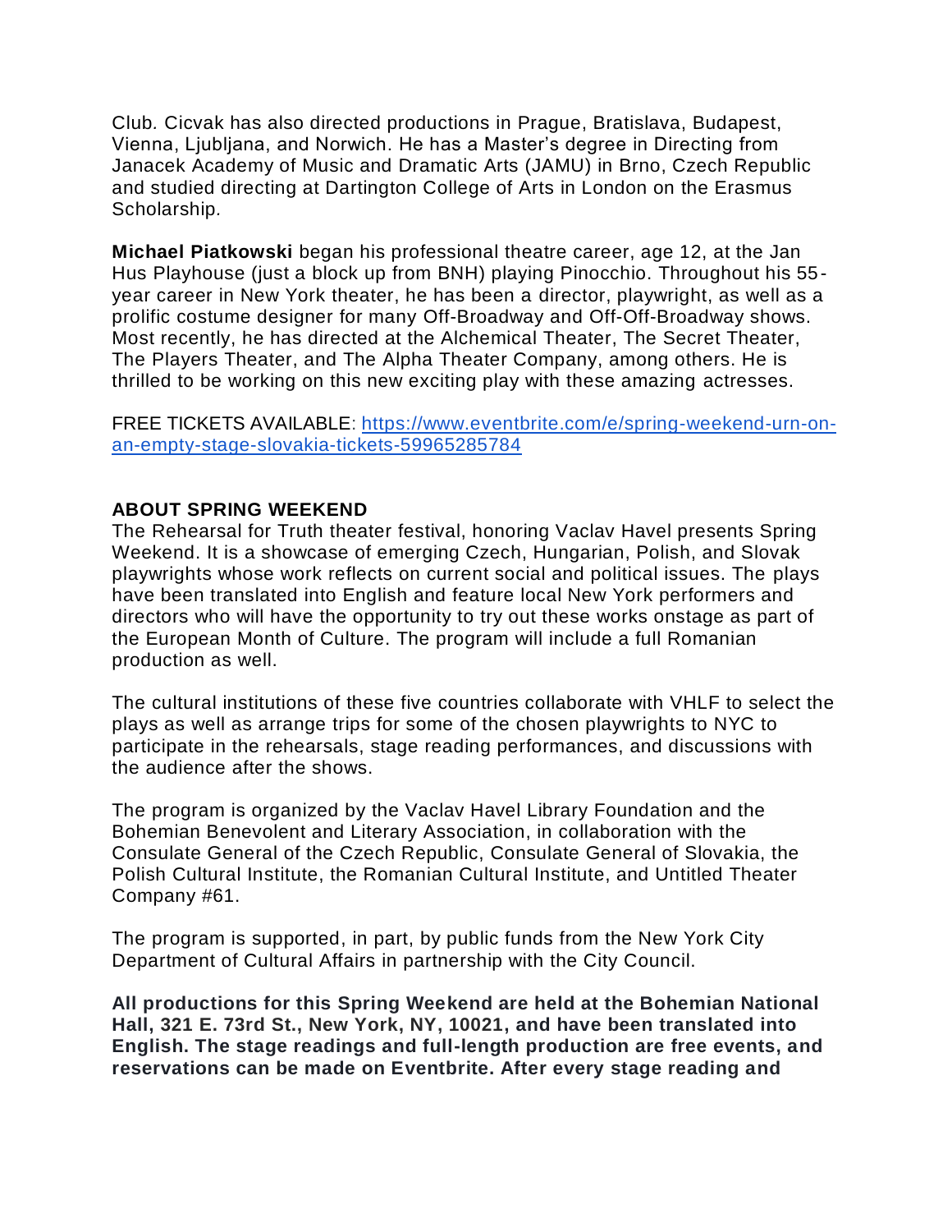Club. Cicvak has also directed productions in Prague, Bratislava, Budapest, Vienna, Ljubljana, and Norwich. He has a Master's degree in Directing from Janacek Academy of Music and Dramatic Arts (JAMU) in Brno, Czech Republic and studied directing at Dartington College of Arts in London on the Erasmus Scholarship.

**Michael Piatkowski** began his professional theatre career, age 12, at the Jan Hus Playhouse (just a block up from BNH) playing Pinocchio. Throughout his 55-year career in New York theater, he has been a director, playwright, as well as a prolific costume designer for many Off-Broadway and Off-Off-Broadway shows. Most recently, he has directed at the Alchemical Theater, The Secret Theater, The Players Theater, and The Alpha Theater Company, among others. He is thrilled to be working on this new exciting play with these amazing actresses.

FREE TICKETS AVAILABLE: [https://www.eventbrite.com/e/spring-weekend-urn-on-an-empty-stage-slovakia-tickets-59965285784](https://www.eventbrite.com/e/spring-weekend-urn-on-an-empty-stage-slovakia-tickets-59965285784)

**ABOUT SPRING WEEKEND**

The Rehearsal for Truth theater festival, honoring Vaclav Havel presents Spring Weekend. It is a showcase of emerging Czech, Hungarian, Polish, and Slovak playwrights whose work reflects on current social and political issues. The plays have been translated into English and feature local New York performers and directors who will have the opportunity to try out these works onstage as part of the European Month of Culture. The program will include a full Romanian production as well.

The cultural institutions of these five countries collaborate with VHLF to select the plays as well as arrange trips for some of the chosen playwrights to NYC to participate in the rehearsals, stage reading performances, and discussions with the audience after the shows.

The program is organized by the Vaclav Havel Library Foundation and the Bohemian Benevolent and Literary Association, in collaboration with the Consulate General of the Czech Republic, Consulate General of Slovakia, the Polish Cultural Institute, the Romanian Cultural Institute, and Untitled Theater Company #61.

The program is supported, in part, by public funds from the New York City Department of Cultural Affairs in partnership with the City Council.

**All productions for this Spring Weekend are held at the Bohemian National Hall, 321 E. 73rd St., New York, NY, 10021, and have been translated into English. The stage readings and full-length production are free events, and reservations can be made on Eventbrite. After every stage reading and**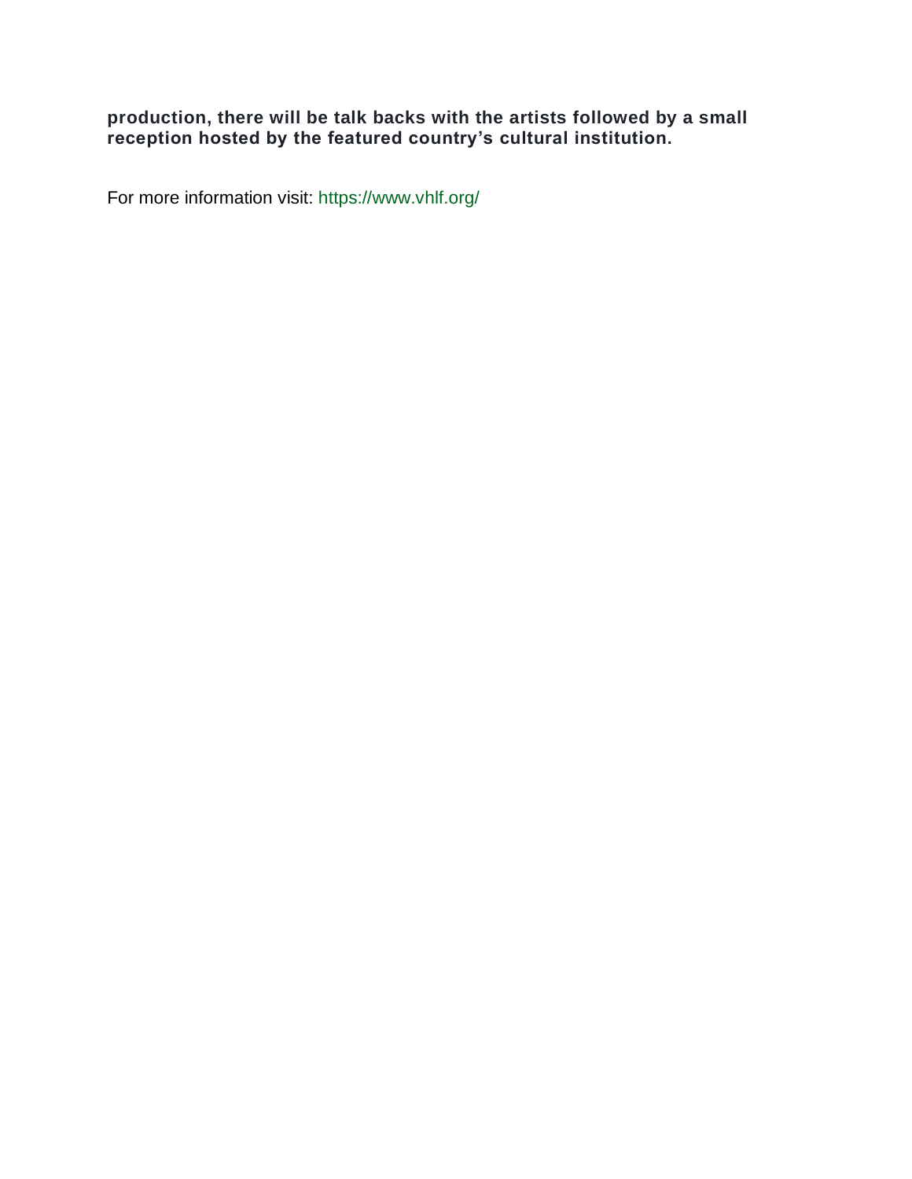**production, there will be talk backs with the artists followed by a small reception hosted by the featured country's cultural institution.**

For more information visit: https://www.vhlf.org/